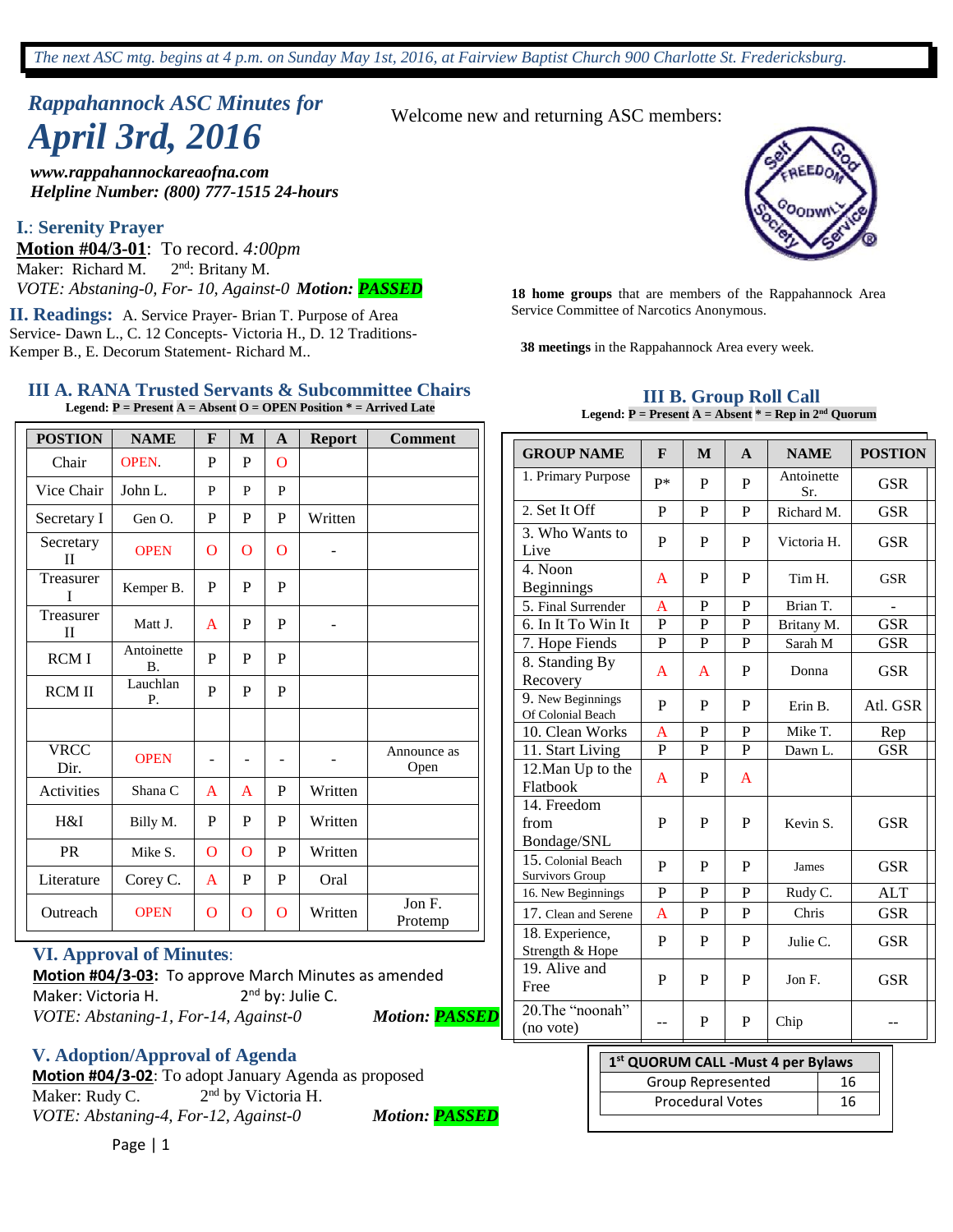*The next ASC mtg. begins at 4 p.m. on Sunday May 1st, 2016, at Fairview Baptist Church 900 Charlotte St. Fredericksburg.*

## *Rappahannock ASC Minutes for*

# *April 3rd, 2016*

***www.rappahannockareaofna.com***
***Helpline Number: (800) 777-1515 24-hours***

Welcome new and returning ASC members:

**18 home groups** that are members of the Rappahannock Area Service Committee of Narcotics Anonymous.

**38 meetings** in the Rappahannock Area every week.

## I.: Serenity Prayer

**Motion #04/3-01**: To record. *4:00pm*
Maker: Richard M. 2nd: Britany M.
*VOTE: Abstaning-0, For- 10, Against-0* ***Motion: PASSED***

## II. Readings:

A. Service Prayer- Brian T. Purpose of Area Service- Dawn L., C. 12 Concepts- Victoria H., D. 12 Traditions- Kemper B., E. Decorum Statement- Richard M..

## III A. RANA Trusted Servants & Subcommittee Chairs

**Legend: P = Present A = Absent O = OPEN Position * = Arrived Late**

| POSTION | NAME | F | M | A | Report | Comment |
|---|---|---|---|---|---|---|
| Chair | OPEN. | P | P | O | | |
| Vice Chair | John L. | P | P | P | | |
| Secretary I | Gen O. | P | P | P | Written | |
| Secretary II | OPEN | O | O | O | - | |
| Treasurer I | Kemper B. | P | P | P | | |
| Treasurer II | Matt J. | A | P | P | - | |
| RCM I | Antoinette B. | P | P | P | | |
| RCM II | Lauchlan P. | P | P | P | | |
| | | | | | | |
| VRCC Dir. | OPEN | - | - | - | - | Announce as Open |
| Activities | Shana C | A | A | P | Written | |
| H&I | Billy M. | P | P | P | Written | |
| PR | Mike S. | O | O | P | Written | |
| Literature | Corey C. | A | P | P | Oral | |
| Outreach | OPEN | O | O | O | Written | Jon F. Protemp |

## III B. Group Roll Call

**Legend: P = Present A = Absent * = Rep in 2nd Quorum**

| GROUP NAME | F | M | A | NAME | POSTION |
|---|---|---|---|---|---|
| 1. Primary Purpose | P* | P | P | Antoinette Sr. | GSR |
| 2. Set It Off | P | P | P | Richard M. | GSR |
| 3. Who Wants to Live | P | P | P | Victoria H. | GSR |
| 4. Noon Beginnings | A | P | P | Tim H. | GSR |
| 5. Final Surrender | A | P | P | Brian T. | - |
| 6. In It To Win It | P | P | P | Britany M. | GSR |
| 7. Hope Fiends | P | P | P | Sarah M | GSR |
| 8. Standing By Recovery | A | A | P | Donna | GSR |
| 9. New Beginnings Of Colonial Beach | P | P | P | Erin B. | Atl. GSR |
| 10. Clean Works | A | P | P | Mike T. | Rep |
| 11. Start Living | P | P | P | Dawn L. | GSR |
| 12.Man Up to the Flatbook | A | P | A | | |
| 14. Freedom from Bondage/SNL | P | P | P | Kevin S. | GSR |
| 15. Colonial Beach Survivors Group | P | P | P | James | GSR |
| 16. New Beginnings | P | P | P | Rudy C. | ALT |
| 17. Clean and Serene | A | P | P | Chris | GSR |
| 18. Experience, Strength & Hope | P | P | P | Julie C. | GSR |
| 19. Alive and Free | P | P | P | Jon F. | GSR |
| 20.The "noonah" (no vote) | -- | P | P | Chip | -- |

| 1st QUORUM CALL -Must 4 per Bylaws | |
|---|---|
| Group Represented | 16 |
| Procedural Votes | 16 |

## VI. Approval of Minutes:

**Motion #04/3-03**: To approve March Minutes as amended
Maker: Victoria H. 2nd by: Julie C.
*VOTE: Abstaning-1, For-14, Against-0* ***Motion: PASSED***

## V. Adoption/Approval of Agenda

**Motion #04/3-02**: To adopt January Agenda as proposed
Maker: Rudy C. 2nd by Victoria H.
*VOTE: Abstaning-4, For-12, Against-0* ***Motion: PASSED***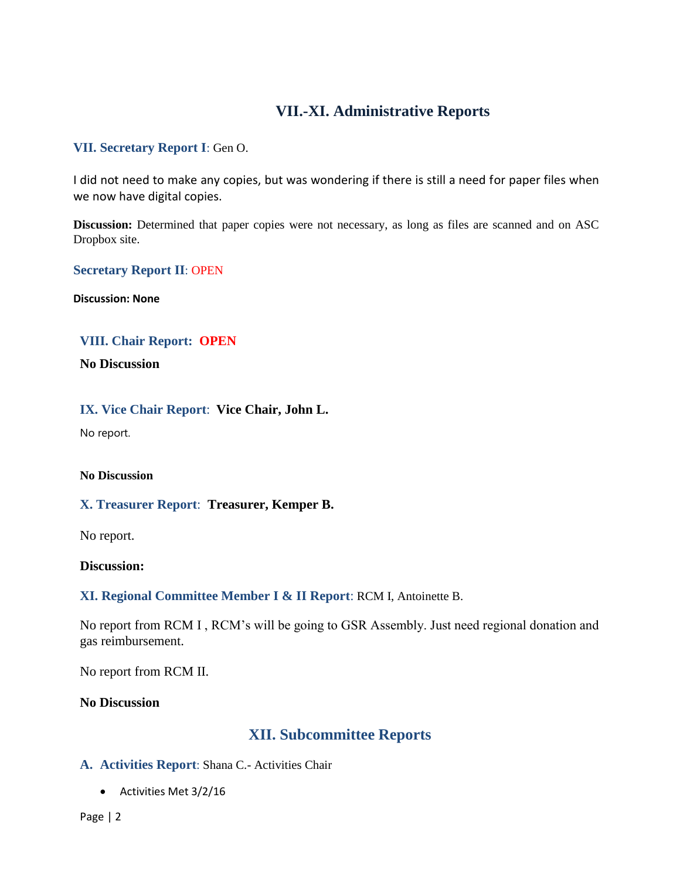# VII.-XI. Administrative Reports

### VII. Secretary Report I: Gen O.

I did not need to make any copies, but was wondering if there is still a need for paper files when we now have digital copies.

**Discussion:** Determined that paper copies were not necessary, as long as files are scanned and on ASC Dropbox site.

### Secretary Report II: OPEN

**Discussion: None**

### VIII. Chair Report: OPEN

**No Discussion**

### IX. Vice Chair Report: **Vice Chair, John L.**

No report.

**No Discussion**

### X. Treasurer Report: **Treasurer, Kemper B.**

No report.

**Discussion:**

### XI. Regional Committee Member I & II Report: RCM I, Antoinette B.

No report from RCM I , RCM's will be going to GSR Assembly. Just need regional donation and gas reimbursement.

No report from RCM II.

**No Discussion**

# XII. Subcommittee Reports

### A. Activities Report: Shana C.- Activities Chair

- Activities Met 3/2/16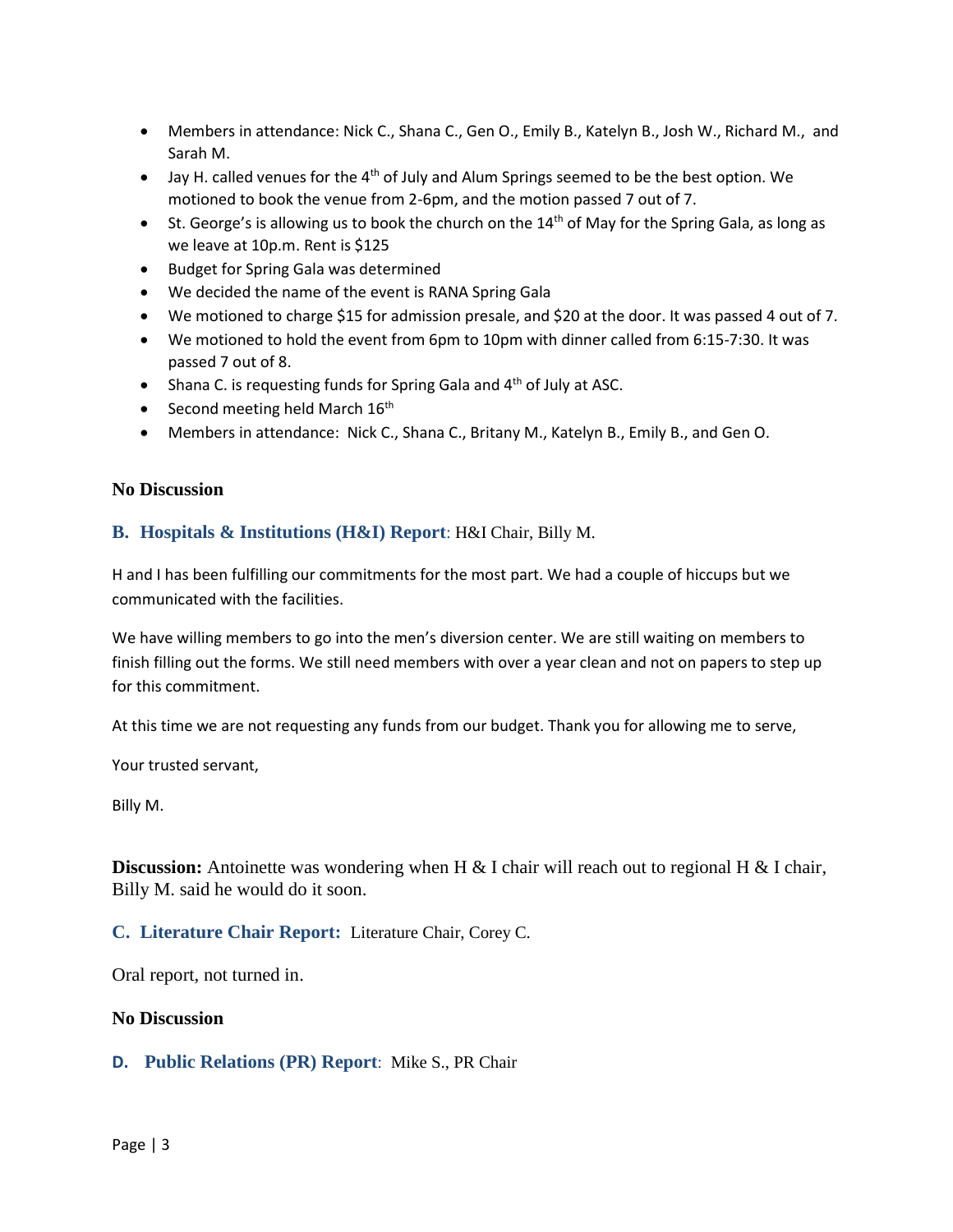- Members in attendance: Nick C., Shana C., Gen O., Emily B., Katelyn B., Josh W., Richard M., and Sarah M.
- Jay H. called venues for the 4th of July and Alum Springs seemed to be the best option. We motioned to book the venue from 2-6pm, and the motion passed 7 out of 7.
- St. George's is allowing us to book the church on the 14th of May for the Spring Gala, as long as we leave at 10p.m. Rent is $125
- Budget for Spring Gala was determined
- We decided the name of the event is RANA Spring Gala
- We motioned to charge $15 for admission presale, and $20 at the door. It was passed 4 out of 7.
- We motioned to hold the event from 6pm to 10pm with dinner called from 6:15-7:30. It was passed 7 out of 8.
- Shana C. is requesting funds for Spring Gala and 4th of July at ASC.
- Second meeting held March 16th
- Members in attendance: Nick C., Shana C., Britany M., Katelyn B., Emily B., and Gen O.

**No Discussion**

### B. Hospitals & Institutions (H&I) Report: H&I Chair, Billy M.

H and I has been fulfilling our commitments for the most part. We had a couple of hiccups but we communicated with the facilities.

We have willing members to go into the men's diversion center. We are still waiting on members to finish filling out the forms. We still need members with over a year clean and not on papers to step up for this commitment.

At this time we are not requesting any funds from our budget. Thank you for allowing me to serve,

Your trusted servant,

Billy M.

**Discussion:** Antoinette was wondering when H & I chair will reach out to regional H & I chair, Billy M. said he would do it soon.

### C. Literature Chair Report: Literature Chair, Corey C.

Oral report, not turned in.

**No Discussion**

### D. Public Relations (PR) Report: Mike S., PR Chair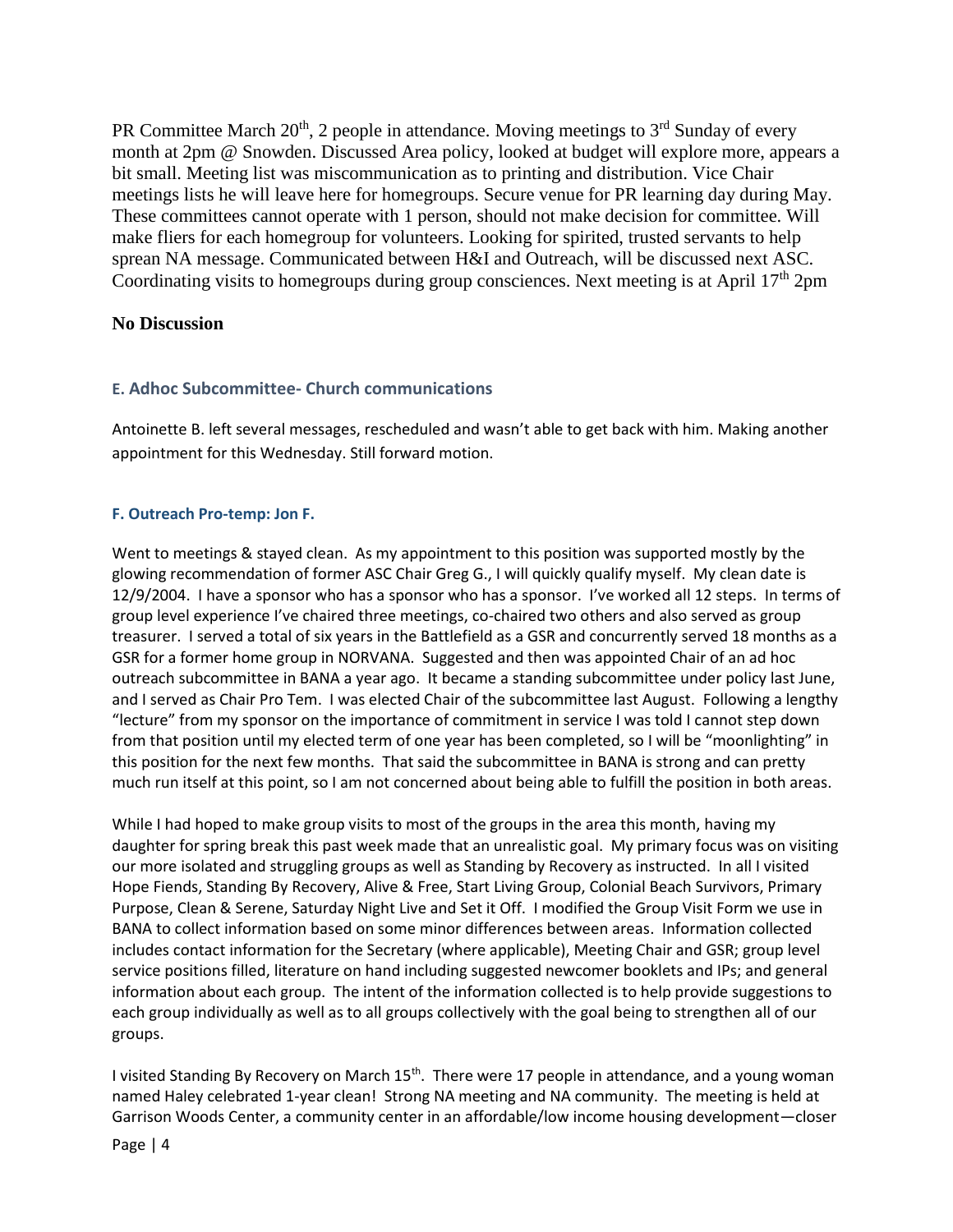PR Committee March 20th, 2 people in attendance. Moving meetings to 3rd Sunday of every month at 2pm @ Snowden. Discussed Area policy, looked at budget will explore more, appears a bit small. Meeting list was miscommunication as to printing and distribution. Vice Chair meetings lists he will leave here for homegroups. Secure venue for PR learning day during May. These committees cannot operate with 1 person, should not make decision for committee. Will make fliers for each homegroup for volunteers. Looking for spirited, trusted servants to help sprean NA message. Communicated between H&I and Outreach, will be discussed next ASC. Coordinating visits to homegroups during group consciences. Next meeting is at April 17th 2pm

**No Discussion**

### E. Adhoc Subcommittee- Church communications

Antoinette B. left several messages, rescheduled and wasn't able to get back with him. Making another appointment for this Wednesday. Still forward motion.

#### F. Outreach Pro-temp: Jon F.

Went to meetings & stayed clean. As my appointment to this position was supported mostly by the glowing recommendation of former ASC Chair Greg G., I will quickly qualify myself. My clean date is 12/9/2004. I have a sponsor who has a sponsor who has a sponsor. I've worked all 12 steps. In terms of group level experience I've chaired three meetings, co-chaired two others and also served as group treasurer. I served a total of six years in the Battlefield as a GSR and concurrently served 18 months as a GSR for a former home group in NORVANA. Suggested and then was appointed Chair of an ad hoc outreach subcommittee in BANA a year ago. It became a standing subcommittee under policy last June, and I served as Chair Pro Tem. I was elected Chair of the subcommittee last August. Following a lengthy "lecture" from my sponsor on the importance of commitment in service I was told I cannot step down from that position until my elected term of one year has been completed, so I will be "moonlighting" in this position for the next few months. That said the subcommittee in BANA is strong and can pretty much run itself at this point, so I am not concerned about being able to fulfill the position in both areas.

While I had hoped to make group visits to most of the groups in the area this month, having my daughter for spring break this past week made that an unrealistic goal. My primary focus was on visiting our more isolated and struggling groups as well as Standing by Recovery as instructed. In all I visited Hope Fiends, Standing By Recovery, Alive & Free, Start Living Group, Colonial Beach Survivors, Primary Purpose, Clean & Serene, Saturday Night Live and Set it Off. I modified the Group Visit Form we use in BANA to collect information based on some minor differences between areas. Information collected includes contact information for the Secretary (where applicable), Meeting Chair and GSR; group level service positions filled, literature on hand including suggested newcomer booklets and IPs; and general information about each group. The intent of the information collected is to help provide suggestions to each group individually as well as to all groups collectively with the goal being to strengthen all of our groups.

I visited Standing By Recovery on March 15th. There were 17 people in attendance, and a young woman named Haley celebrated 1-year clean! Strong NA meeting and NA community. The meeting is held at Garrison Woods Center, a community center in an affordable/low income housing development—closer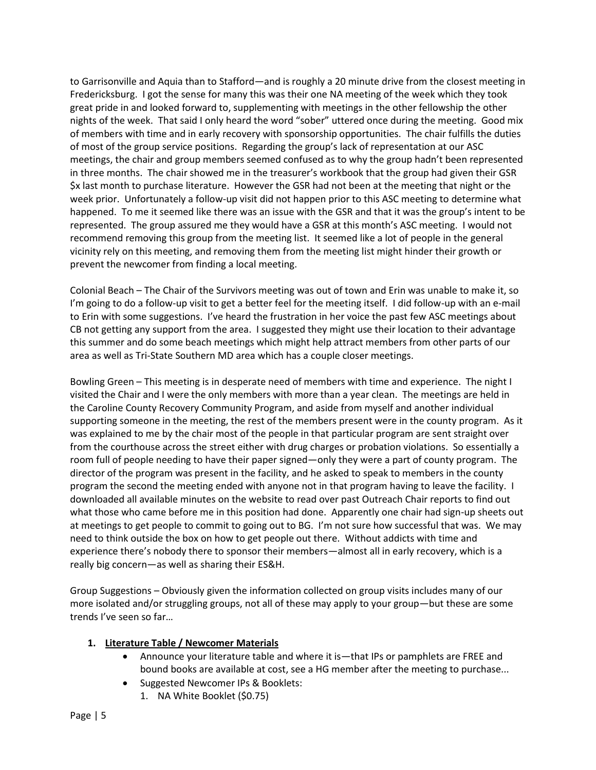to Garrisonville and Aquia than to Stafford—and is roughly a 20 minute drive from the closest meeting in Fredericksburg. I got the sense for many this was their one NA meeting of the week which they took great pride in and looked forward to, supplementing with meetings in the other fellowship the other nights of the week. That said I only heard the word "sober" uttered once during the meeting. Good mix of members with time and in early recovery with sponsorship opportunities. The chair fulfills the duties of most of the group service positions. Regarding the group's lack of representation at our ASC meetings, the chair and group members seemed confused as to why the group hadn't been represented in three months. The chair showed me in the treasurer's workbook that the group had given their GSR $x last month to purchase literature. However the GSR had not been at the meeting that night or the week prior. Unfortunately a follow-up visit did not happen prior to this ASC meeting to determine what happened. To me it seemed like there was an issue with the GSR and that it was the group's intent to be represented. The group assured me they would have a GSR at this month's ASC meeting. I would not recommend removing this group from the meeting list. It seemed like a lot of people in the general vicinity rely on this meeting, and removing them from the meeting list might hinder their growth or prevent the newcomer from finding a local meeting.

Colonial Beach – The Chair of the Survivors meeting was out of town and Erin was unable to make it, so I'm going to do a follow-up visit to get a better feel for the meeting itself. I did follow-up with an e-mail to Erin with some suggestions. I've heard the frustration in her voice the past few ASC meetings about CB not getting any support from the area. I suggested they might use their location to their advantage this summer and do some beach meetings which might help attract members from other parts of our area as well as Tri-State Southern MD area which has a couple closer meetings.

Bowling Green – This meeting is in desperate need of members with time and experience. The night I visited the Chair and I were the only members with more than a year clean. The meetings are held in the Caroline County Recovery Community Program, and aside from myself and another individual supporting someone in the meeting, the rest of the members present were in the county program. As it was explained to me by the chair most of the people in that particular program are sent straight over from the courthouse across the street either with drug charges or probation violations. So essentially a room full of people needing to have their paper signed—only they were a part of county program. The director of the program was present in the facility, and he asked to speak to members in the county program the second the meeting ended with anyone not in that program having to leave the facility. I downloaded all available minutes on the website to read over past Outreach Chair reports to find out what those who came before me in this position had done. Apparently one chair had sign-up sheets out at meetings to get people to commit to going out to BG. I'm not sure how successful that was. We may need to think outside the box on how to get people out there. Without addicts with time and experience there's nobody there to sponsor their members—almost all in early recovery, which is a really big concern—as well as sharing their ES&H.

Group Suggestions – Obviously given the information collected on group visits includes many of our more isolated and/or struggling groups, not all of these may apply to your group—but these are some trends I've seen so far…

1. **<u>Literature Table / Newcomer Materials</u>**
   - Announce your literature table and where it is—that IPs or pamphlets are FREE and bound books are available at cost, see a HG member after the meeting to purchase...
   - Suggested Newcomer IPs & Booklets:
     1. NA White Booklet ($0.75)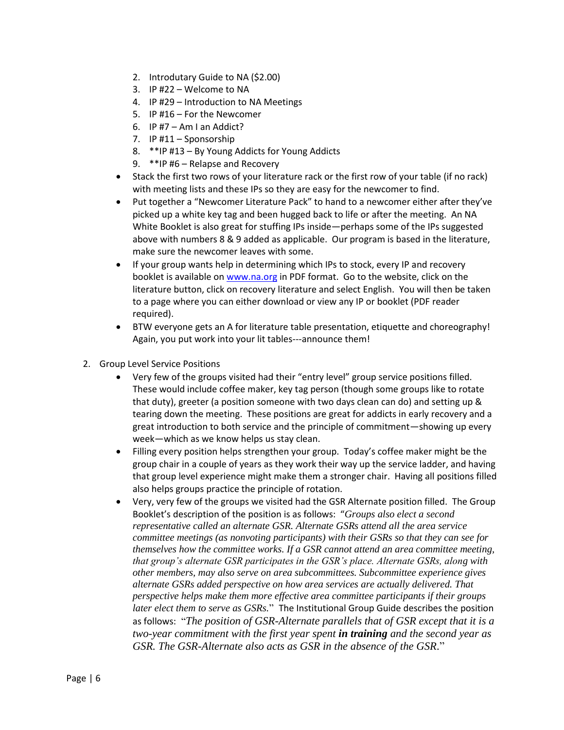2. Introdutary Guide to NA ($2.00)
3. IP #22 – Welcome to NA
4. IP #29 – Introduction to NA Meetings
5. IP #16 – For the Newcomer
6. IP #7 – Am I an Addict?
7. IP #11 – Sponsorship
8. **IP #13 – By Young Addicts for Young Addicts
9. **IP #6 – Relapse and Recovery

- Stack the first two rows of your literature rack or the first row of your table (if no rack) with meeting lists and these IPs so they are easy for the newcomer to find.
- Put together a "Newcomer Literature Pack" to hand to a newcomer either after they've picked up a white key tag and been hugged back to life or after the meeting. An NA White Booklet is also great for stuffing IPs inside—perhaps some of the IPs suggested above with numbers 8 & 9 added as applicable. Our program is based in the literature, make sure the newcomer leaves with some.
- If your group wants help in determining which IPs to stock, every IP and recovery booklet is available on [www.na.org](http://www.na.org) in PDF format. Go to the website, click on the literature button, click on recovery literature and select English. You will then be taken to a page where you can either download or view any IP or booklet (PDF reader required).
- BTW everyone gets an A for literature table presentation, etiquette and choreography! Again, you put work into your lit tables---announce them!

2. Group Level Service Positions
   - Very few of the groups visited had their "entry level" group service positions filled. These would include coffee maker, key tag person (though some groups like to rotate that duty), greeter (a position someone with two days clean can do) and setting up & tearing down the meeting. These positions are great for addicts in early recovery and a great introduction to both service and the principle of commitment—showing up every week—which as we know helps us stay clean.
   - Filling every position helps strengthen your group. Today's coffee maker might be the group chair in a couple of years as they work their way up the service ladder, and having that group level experience might make them a stronger chair. Having all positions filled also helps groups practice the principle of rotation.
   - Very, very few of the groups we visited had the GSR Alternate position filled. The Group Booklet's description of the position is as follows: "*Groups also elect a second representative called an alternate GSR. Alternate GSRs attend all the area service committee meetings (as nonvoting participants) with their GSRs so that they can see for themselves how the committee works. If a GSR cannot attend an area committee meeting, that group's alternate GSR participates in the GSR's place. Alternate GSRs, along with other members, may also serve on area subcommittees. Subcommittee experience gives alternate GSRs added perspective on how area services are actually delivered. That perspective helps make them more effective area committee participants if their groups later elect them to serve as GSRs.*" The Institutional Group Guide describes the position as follows: "*The position of GSR-Alternate parallels that of GSR except that it is a two-year commitment with the first year spent **in training** and the second year as GSR. The GSR-Alternate also acts as GSR in the absence of the GSR.*"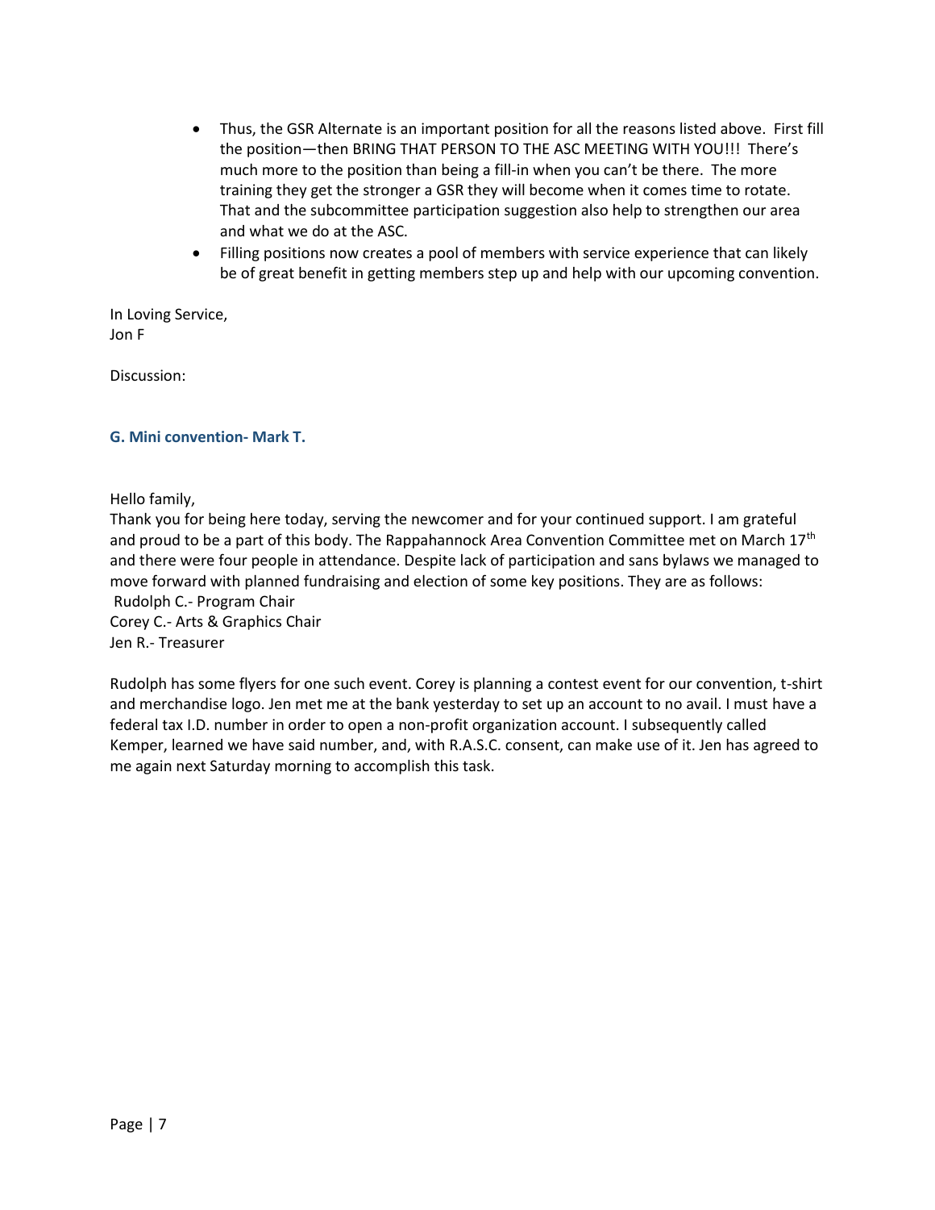- Thus, the GSR Alternate is an important position for all the reasons listed above. First fill the position—then BRING THAT PERSON TO THE ASC MEETING WITH YOU!!! There's much more to the position than being a fill-in when you can't be there. The more training they get the stronger a GSR they will become when it comes time to rotate. That and the subcommittee participation suggestion also help to strengthen our area and what we do at the ASC.
- Filling positions now creates a pool of members with service experience that can likely be of great benefit in getting members step up and help with our upcoming convention.

In Loving Service,
Jon F

Discussion:

### G. Mini convention- Mark T.

Hello family,
Thank you for being here today, serving the newcomer and for your continued support. I am grateful and proud to be a part of this body. The Rappahannock Area Convention Committee met on March 17th and there were four people in attendance. Despite lack of participation and sans bylaws we managed to move forward with planned fundraising and election of some key positions. They are as follows:
Rudolph C.- Program Chair
Corey C.- Arts & Graphics Chair
Jen R.- Treasurer

Rudolph has some flyers for one such event. Corey is planning a contest event for our convention, t-shirt and merchandise logo. Jen met me at the bank yesterday to set up an account to no avail. I must have a federal tax I.D. number in order to open a non-profit organization account. I subsequently called Kemper, learned we have said number, and, with R.A.S.C. consent, can make use of it. Jen has agreed to me again next Saturday morning to accomplish this task.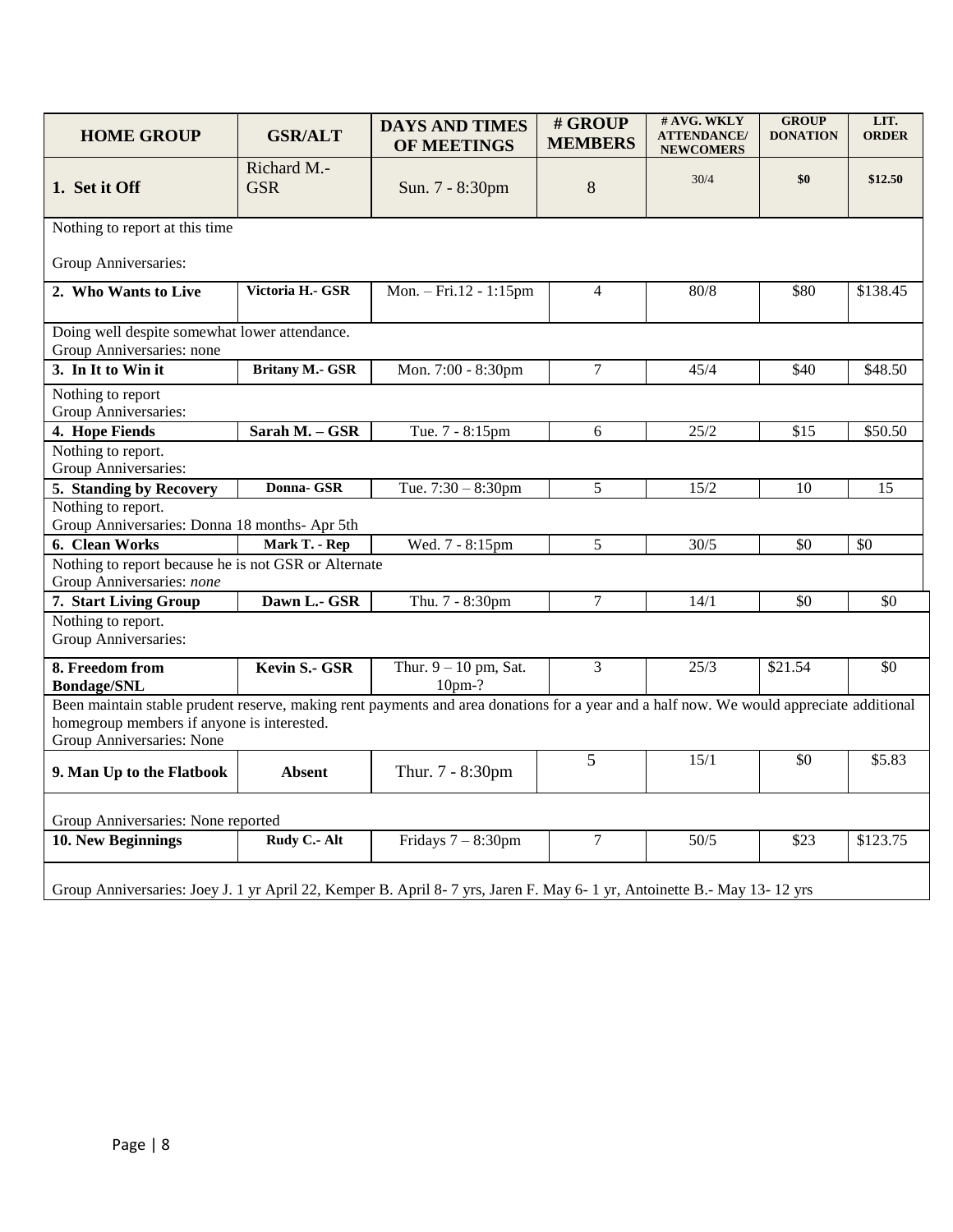| HOME GROUP | GSR/ALT | DAYS AND TIMES OF MEETINGS | # GROUP MEMBERS | # AVG. WKLY ATTENDANCE/ NEWCOMERS | GROUP DONATION | LIT. ORDER |
|---|---|---|---|---|---|---|
| **1. Set it Off** | Richard M.- GSR | Sun. 7 - 8:30pm | 8 | 30/4 | **$0** | **$12.50** |
| Nothing to report at this time<br><br>Group Anniversaries: | | | | | | |
| **2. Who Wants to Live** | **Victoria H.- GSR** | Mon. – Fri.12 - 1:15pm | 4 | 80/8 | $80 | $138.45 |
| Doing well despite somewhat lower attendance.<br>Group Anniversaries: none | | | | | | |
| **3. In It to Win it** | **Britany M.- GSR** | Mon. 7:00 - 8:30pm | 7 | 45/4 | $40 | $48.50 |
| Nothing to report<br>Group Anniversaries: | | | | | | |
| **4. Hope Fiends** | **Sarah M. – GSR** | Tue. 7 - 8:15pm | 6 | 25/2 | $15 | $50.50 |
| Nothing to report.<br>Group Anniversaries: | | | | | | |
| **5. Standing by Recovery** | **Donna- GSR** | Tue. 7:30 – 8:30pm | 5 | 15/2 | 10 | 15 |
| Nothing to report.<br>Group Anniversaries: Donna 18 months- Apr 5th | | | | | | |
| **6. Clean Works** | **Mark T. - Rep** | Wed. 7 - 8:15pm | 5 | 30/5 | $0 | $0 |
| Nothing to report because he is not GSR or Alternate<br>Group Anniversaries: *none* | | | | | | |
| **7. Start Living Group** | **Dawn L.- GSR** | Thu. 7 - 8:30pm | 7 | 14/1 | $0 | $0 |
| Nothing to report.<br>Group Anniversaries: | | | | | | |
| **8. Freedom from Bondage/SNL** | **Kevin S.- GSR** | Thur. 9 – 10 pm, Sat. 10pm-? | 3 | 25/3 | $21.54 | $0 |
| Been maintain stable prudent reserve, making rent payments and area donations for a year and a half now. We would appreciate additional homegroup members if anyone is interested.<br>Group Anniversaries: None | | | | | | |
| **9. Man Up to the Flatbook** | **Absent** | Thur. 7 - 8:30pm | 5 | 15/1 | $0 | $5.83 |
| Group Anniversaries: None reported | | | | | | |
| **10. New Beginnings** | **Rudy C.- Alt** | Fridays 7 – 8:30pm | 7 | 50/5 | $23 | $123.75 |
| Group Anniversaries: Joey J. 1 yr April 22, Kemper B. April 8- 7 yrs, Jaren F. May 6- 1 yr, Antoinette B.- May 13- 12 yrs | | | | | | |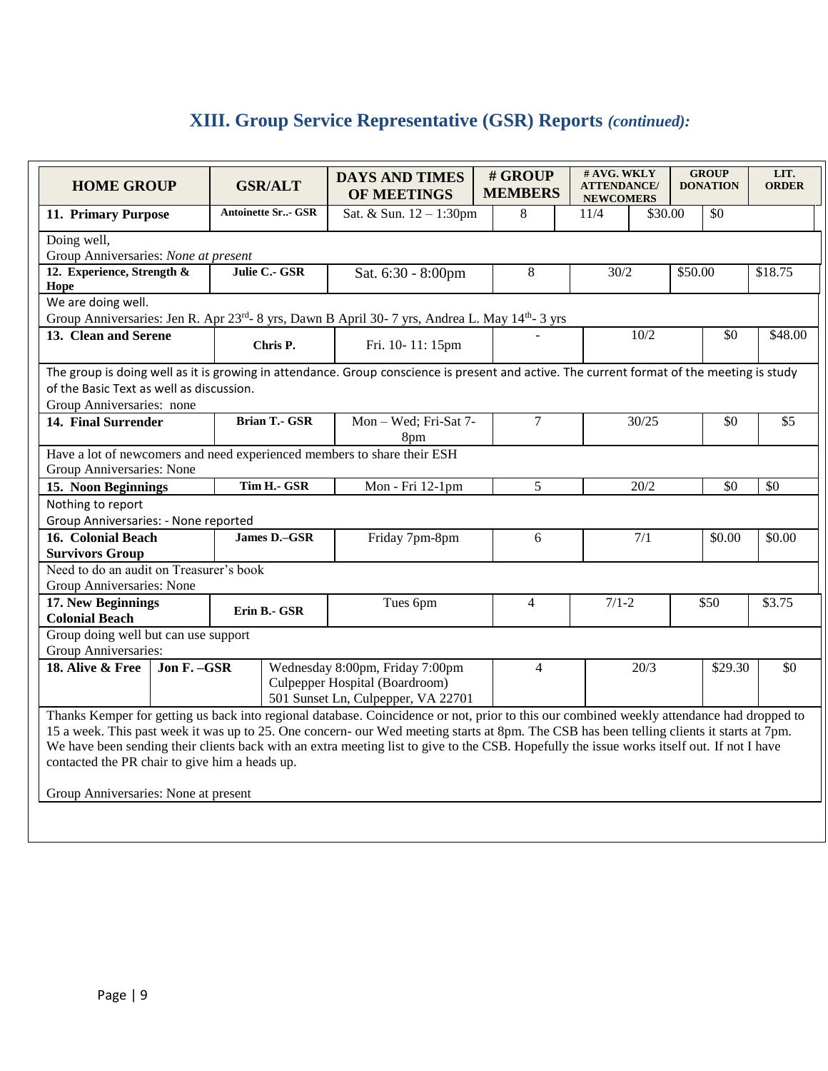## XIII. Group Service Representative (GSR) Reports *(continued):*

| HOME GROUP | GSR/ALT | DAYS AND TIMES OF MEETINGS | # GROUP MEMBERS | # AVG. WKLY ATTENDANCE/ NEWCOMERS | GROUP DONATION | LIT. ORDER |
|---|---|---|---|---|---|---|
| **11. Primary Purpose** | Antoinette Sr..- GSR | Sat. & Sun. 12 – 1:30pm | 8 | 11/4 | $30.00 | $0 |
| Doing well,<br>Group Anniversaries: *None at present* | | | | | | |
| **12. Experience, Strength & Hope** | Julie C.- GSR | Sat. 6:30 - 8:00pm | 8 | 30/2 | $50.00 | $18.75 |
| We are doing well.<br>Group Anniversaries: Jen R. Apr 23rd- 8 yrs, Dawn B April 30- 7 yrs, Andrea L. May 14th- 3 yrs | | | | | | |
| **13. Clean and Serene** | Chris P. | Fri. 10- 11: 15pm | - | 10/2 | $0 | $48.00 |
| The group is doing well as it is growing in attendance. Group conscience is present and active. The current format of the meeting is study of the Basic Text as well as discussion.<br>Group Anniversaries: none | | | | | | |
| **14. Final Surrender** | Brian T.- GSR | Mon – Wed; Fri-Sat 7-8pm | 7 | 30/25 | $0 | $5 |
| Have a lot of newcomers and need experienced members to share their ESH<br>Group Anniversaries: None | | | | | | |
| **15. Noon Beginnings** | Tim H.- GSR | Mon - Fri 12-1pm | 5 | 20/2 | $0 | $0 |
| Nothing to report<br>Group Anniversaries: - None reported | | | | | | |
| **16. Colonial Beach Survivors Group** | James D.–GSR | Friday 7pm-8pm | 6 | 7/1 | $0.00 | $0.00 |
| Need to do an audit on Treasurer's book<br>Group Anniversaries: None | | | | | | |
| **17. New Beginnings Colonial Beach** | Erin B.- GSR | Tues 6pm | 4 | 7/1-2 | $50 | $3.75 |
| Group doing well but can use support<br>Group Anniversaries: | | | | | | |
| **18. Alive & Free** | Jon F. –GSR | Wednesday 8:00pm, Friday 7:00pm<br>Culpepper Hospital (Boardroom)<br>501 Sunset Ln, Culpepper, VA 22701 | 4 | 20/3 | $29.30 | $0 |
| Thanks Kemper for getting us back into regional database. Coincidence or not, prior to this our combined weekly attendance had dropped to 15 a week. This past week it was up to 25. One concern- our Wed meeting starts at 8pm. The CSB has been telling clients it starts at 7pm. We have been sending their clients back with an extra meeting list to give to the CSB. Hopefully the issue works itself out. If not I have contacted the PR chair to give him a heads up.<br><br>Group Anniversaries: None at present | | | | | | |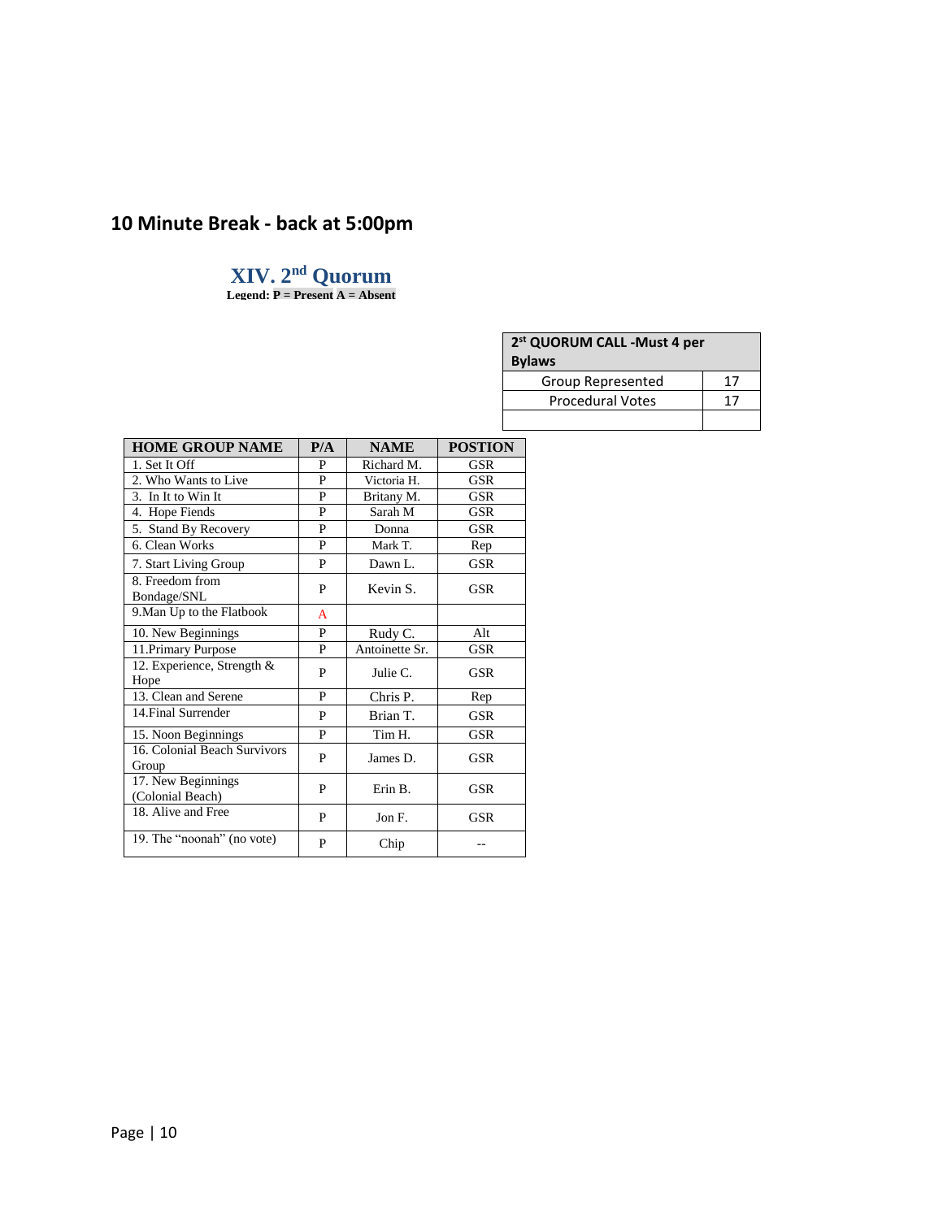## 10 Minute Break - back at 5:00pm

### XIV. 2nd Quorum

**Legend: P = Present A = Absent**

| 2st QUORUM CALL -Must 4 per Bylaws | |
|---|---|
| Group Represented | 17 |
| Procedural Votes | 17 |
| | |

| HOME GROUP NAME | P/A | NAME | POSTION |
|---|---|---|---|
| 1. Set It Off | P | Richard M. | GSR |
| 2. Who Wants to Live | P | Victoria H. | GSR |
| 3. In It to Win It | P | Britany M. | GSR |
| 4. Hope Fiends | P | Sarah M | GSR |
| 5. Stand By Recovery | P | Donna | GSR |
| 6. Clean Works | P | Mark T. | Rep |
| 7. Start Living Group | P | Dawn L. | GSR |
| 8. Freedom from Bondage/SNL | P | Kevin S. | GSR |
| 9.Man Up to the Flatbook | A | | |
| 10. New Beginnings | P | Rudy C. | Alt |
| 11.Primary Purpose | P | Antoinette Sr. | GSR |
| 12. Experience, Strength & Hope | P | Julie C. | GSR |
| 13. Clean and Serene | P | Chris P. | Rep |
| 14.Final Surrender | P | Brian T. | GSR |
| 15. Noon Beginnings | P | Tim H. | GSR |
| 16. Colonial Beach Survivors Group | P | James D. | GSR |
| 17. New Beginnings (Colonial Beach) | P | Erin B. | GSR |
| 18. Alive and Free | P | Jon F. | GSR |
| 19. The "noonah" (no vote) | P | Chip | -- |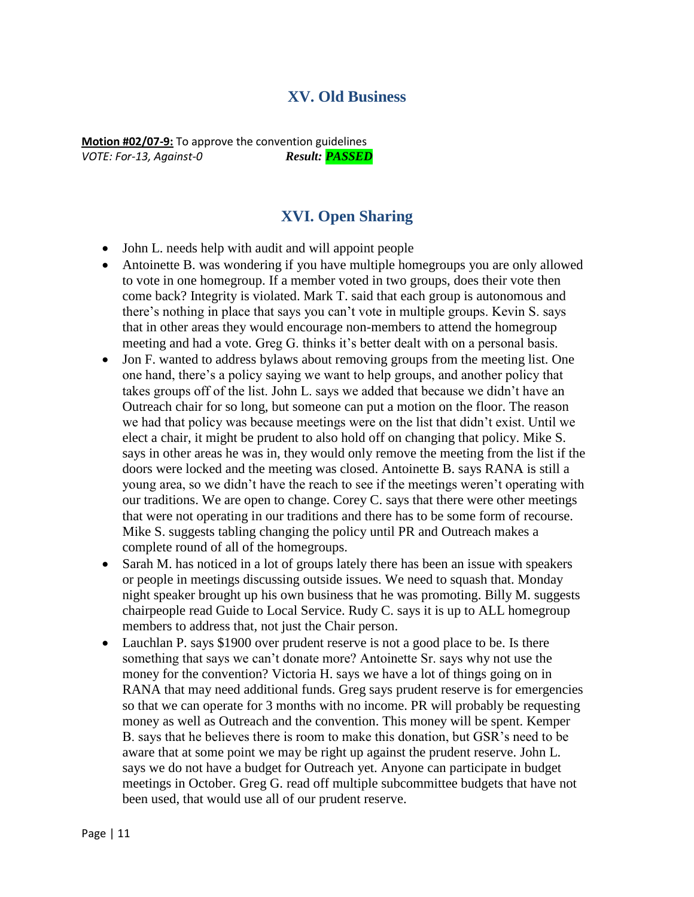## XV. Old Business

**Motion #02/07-9:** To approve the convention guidelines
*VOTE: For-13, Against-0* ***Result: PASSED***

## XVI. Open Sharing

- John L. needs help with audit and will appoint people
- Antoinette B. was wondering if you have multiple homegroups you are only allowed to vote in one homegroup. If a member voted in two groups, does their vote then come back? Integrity is violated. Mark T. said that each group is autonomous and there's nothing in place that says you can't vote in multiple groups. Kevin S. says that in other areas they would encourage non-members to attend the homegroup meeting and had a vote. Greg G. thinks it's better dealt with on a personal basis.
- Jon F. wanted to address bylaws about removing groups from the meeting list. One one hand, there's a policy saying we want to help groups, and another policy that takes groups off of the list. John L. says we added that because we didn't have an Outreach chair for so long, but someone can put a motion on the floor. The reason we had that policy was because meetings were on the list that didn't exist. Until we elect a chair, it might be prudent to also hold off on changing that policy. Mike S. says in other areas he was in, they would only remove the meeting from the list if the doors were locked and the meeting was closed. Antoinette B. says RANA is still a young area, so we didn't have the reach to see if the meetings weren't operating with our traditions. We are open to change. Corey C. says that there were other meetings that were not operating in our traditions and there has to be some form of recourse. Mike S. suggests tabling changing the policy until PR and Outreach makes a complete round of all of the homegroups.
- Sarah M. has noticed in a lot of groups lately there has been an issue with speakers or people in meetings discussing outside issues. We need to squash that. Monday night speaker brought up his own business that he was promoting. Billy M. suggests chairpeople read Guide to Local Service. Rudy C. says it is up to ALL homegroup members to address that, not just the Chair person.
- Lauchlan P. says \$1900 over prudent reserve is not a good place to be. Is there something that says we can't donate more? Antoinette Sr. says why not use the money for the convention? Victoria H. says we have a lot of things going on in RANA that may need additional funds. Greg says prudent reserve is for emergencies so that we can operate for 3 months with no income. PR will probably be requesting money as well as Outreach and the convention. This money will be spent. Kemper B. says that he believes there is room to make this donation, but GSR's need to be aware that at some point we may be right up against the prudent reserve. John L. says we do not have a budget for Outreach yet. Anyone can participate in budget meetings in October. Greg G. read off multiple subcommittee budgets that have not been used, that would use all of our prudent reserve.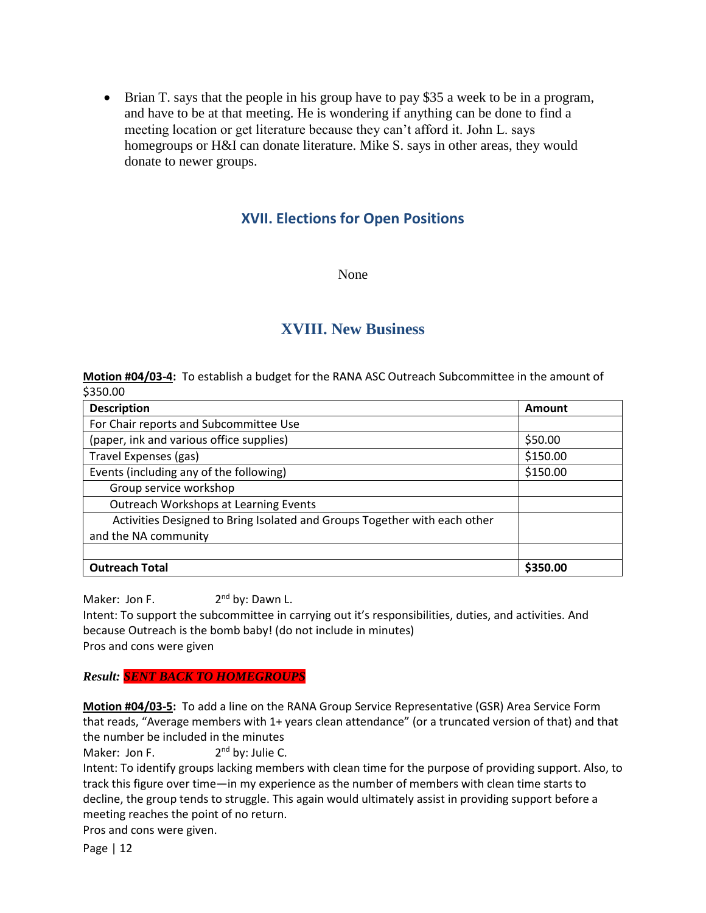- Brian T. says that the people in his group have to pay $35 a week to be in a program, and have to be at that meeting. He is wondering if anything can be done to find a meeting location or get literature because they can't afford it. John L. says homegroups or H&I can donate literature. Mike S. says in other areas, they would donate to newer groups.

## XVII. Elections for Open Positions

None

## XVIII. New Business

**Motion #04/03-4:** To establish a budget for the RANA ASC Outreach Subcommittee in the amount of $350.00

| Description | Amount |
|---|---|
| For Chair reports and Subcommittee Use | |
| (paper, ink and various office supplies) | $50.00 |
| Travel Expenses (gas) | $150.00 |
| Events (including any of the following) | $150.00 |
| Group service workshop | |
| Outreach Workshops at Learning Events | |
| Activities Designed to Bring Isolated and Groups Together with each other and the NA community | |
| | |
| **Outreach Total** | **$350.00** |

Maker: Jon F. 2nd by: Dawn L.
Intent: To support the subcommittee in carrying out it's responsibilities, duties, and activities. And because Outreach is the bomb baby! (do not include in minutes)
Pros and cons were given

***Result: SENT BACK TO HOMEGROUPS***

**Motion #04/03-5:** To add a line on the RANA Group Service Representative (GSR) Area Service Form that reads, "Average members with 1+ years clean attendance" (or a truncated version of that) and that the number be included in the minutes
Maker: Jon F. 2nd by: Julie C.
Intent: To identify groups lacking members with clean time for the purpose of providing support. Also, to track this figure over time—in my experience as the number of members with clean time starts to decline, the group tends to struggle. This again would ultimately assist in providing support before a meeting reaches the point of no return.
Pros and cons were given.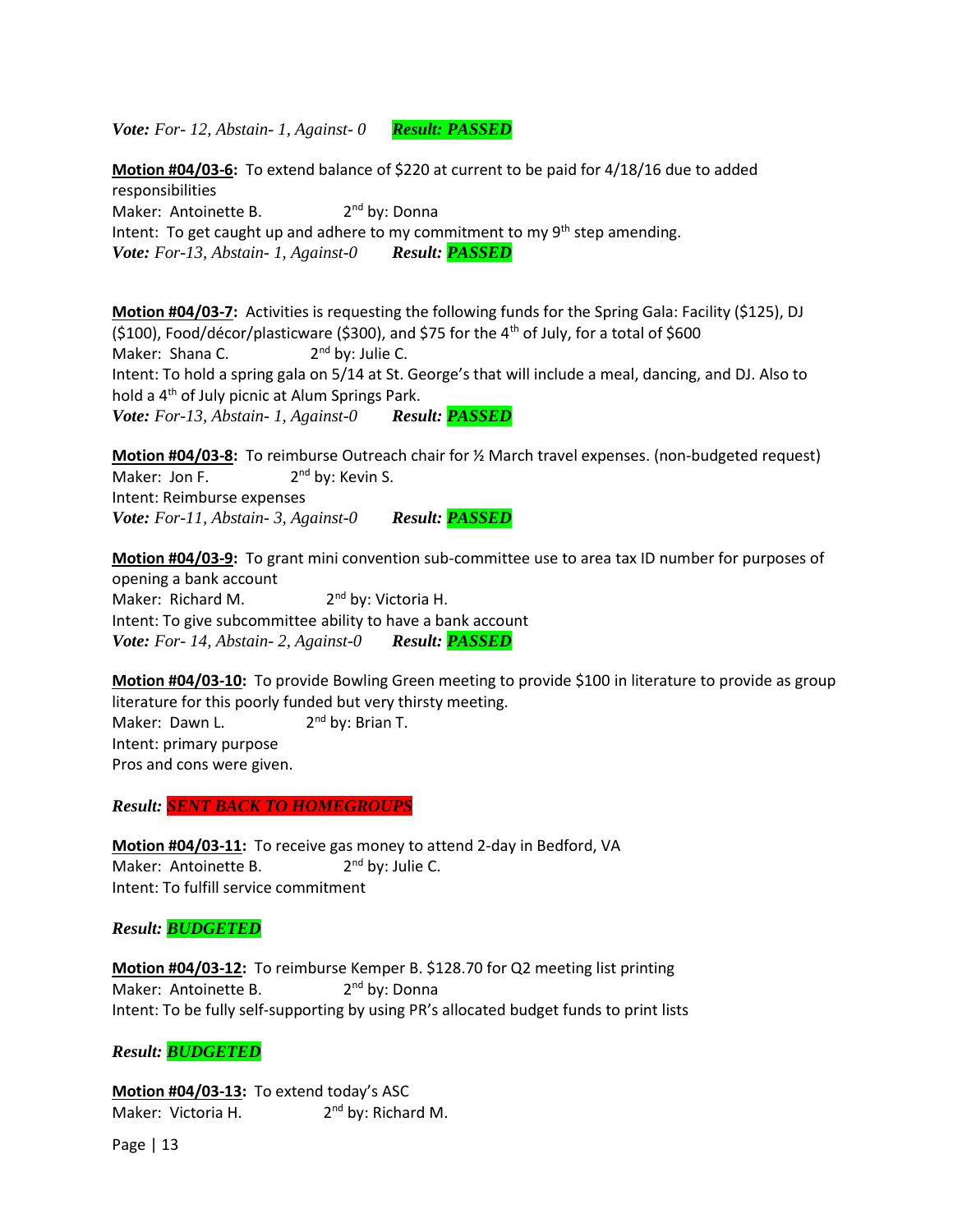***Vote:*** *For- 12, Abstain- 1, Against- 0* ***Result: PASSED***

**Motion #04/03-6:** To extend balance of $220 at current to be paid for 4/18/16 due to added responsibilities
Maker: Antoinette B. 2nd by: Donna
Intent: To get caught up and adhere to my commitment to my 9th step amending.
***Vote:*** *For-13, Abstain- 1, Against-0* ***Result: PASSED***

**Motion #04/03-7:** Activities is requesting the following funds for the Spring Gala: Facility ($125), DJ ($100), Food/décor/plasticware ($300), and $75 for the 4th of July, for a total of $600
Maker: Shana C. 2nd by: Julie C.
Intent: To hold a spring gala on 5/14 at St. George's that will include a meal, dancing, and DJ. Also to hold a 4th of July picnic at Alum Springs Park.
***Vote:*** *For-13, Abstain- 1, Against-0* ***Result: PASSED***

**Motion #04/03-8:** To reimburse Outreach chair for ½ March travel expenses. (non-budgeted request)
Maker: Jon F. 2nd by: Kevin S.
Intent: Reimburse expenses
***Vote:*** *For-11, Abstain- 3, Against-0* ***Result: PASSED***

**Motion #04/03-9:** To grant mini convention sub-committee use to area tax ID number for purposes of opening a bank account
Maker: Richard M. 2nd by: Victoria H.
Intent: To give subcommittee ability to have a bank account
***Vote:*** *For- 14, Abstain- 2, Against-0* ***Result: PASSED***

**Motion #04/03-10:** To provide Bowling Green meeting to provide $100 in literature to provide as group literature for this poorly funded but very thirsty meeting.
Maker: Dawn L. 2nd by: Brian T.
Intent: primary purpose
Pros and cons were given.

***Result: SENT BACK TO HOMEGROUPS***

**Motion #04/03-11:** To receive gas money to attend 2-day in Bedford, VA
Maker: Antoinette B. 2nd by: Julie C.
Intent: To fulfill service commitment

***Result: BUDGETED***

**Motion #04/03-12:** To reimburse Kemper B. $128.70 for Q2 meeting list printing
Maker: Antoinette B. 2nd by: Donna
Intent: To be fully self-supporting by using PR's allocated budget funds to print lists

***Result: BUDGETED***

**Motion #04/03-13:** To extend today's ASC
Maker: Victoria H. 2nd by: Richard M.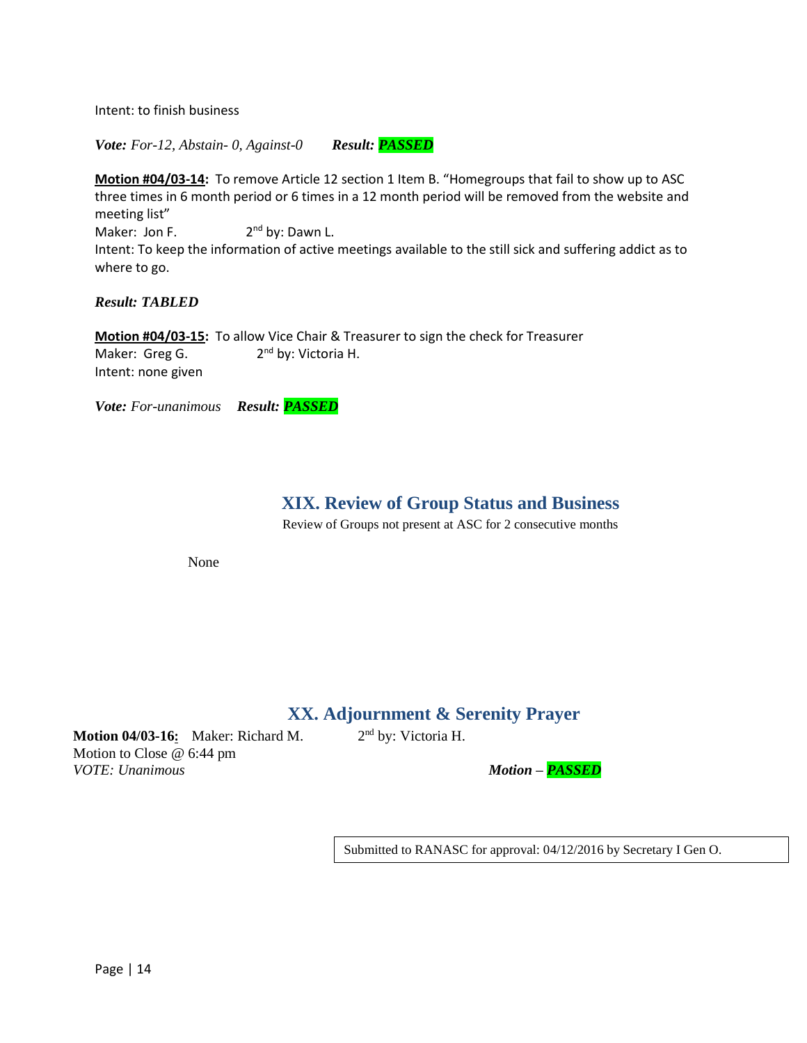Intent: to finish business

***Vote:*** *For-12, Abstain- 0, Against-0* ***Result: PASSED***

**Motion #04/03-14:** To remove Article 12 section 1 Item B. "Homegroups that fail to show up to ASC three times in 6 month period or 6 times in a 12 month period will be removed from the website and meeting list"
Maker: Jon F. 2nd by: Dawn L.
Intent: To keep the information of active meetings available to the still sick and suffering addict as to where to go.

***Result: TABLED***

**Motion #04/03-15:** To allow Vice Chair & Treasurer to sign the check for Treasurer
Maker: Greg G. 2nd by: Victoria H.
Intent: none given

***Vote:*** *For-unanimous* ***Result: PASSED***

## XIX. Review of Group Status and Business

Review of Groups not present at ASC for 2 consecutive months

None

## XX. Adjournment & Serenity Prayer

**Motion 04/03-16:** Maker: Richard M. 2nd by: Victoria H.
Motion to Close @ 6:44 pm
*VOTE: Unanimous* ***Motion – PASSED***

Submitted to RANASC for approval: 04/12/2016 by Secretary I Gen O.